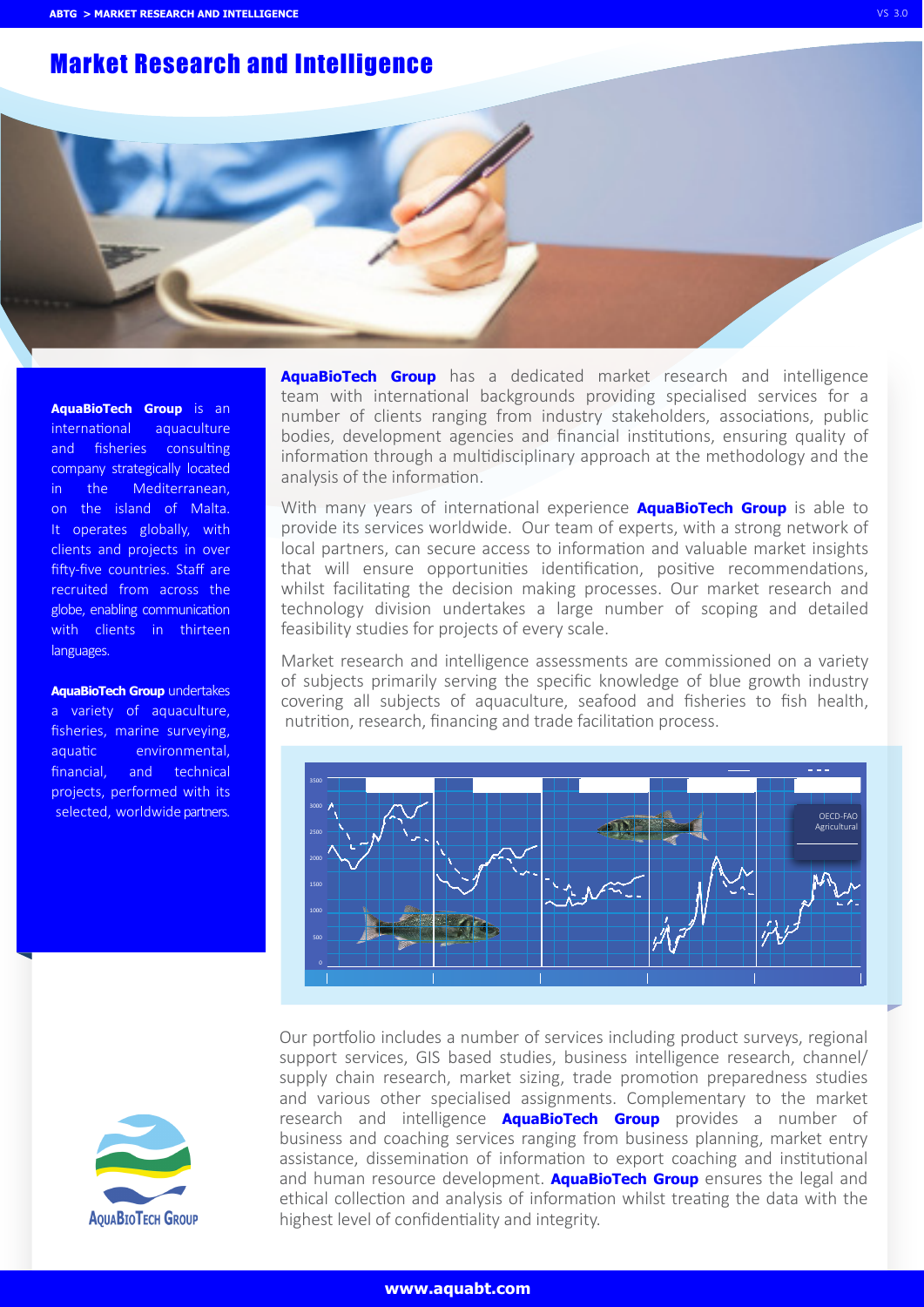# Market Research and Intelligence

**AquaBioTech Group** is an international aquaculture and fisheries consulting company strategically located in the Mediterranean, on the island of Malta. It operates globally, with clients and projects in over fifty-five countries. Staff are recruited from across the globe, enabling communication with clients in thirteen languages.

**AquaBioTech Group** undertakes a variety of aquaculture, fisheries, marine surveying, aquatic environmental, financial, and technical projects, performed with its selected, worldwide partners.

**AquaBioTech Group** has a dedicated market research and intelligence team with international backgrounds providing specialised services for a number of clients ranging from industry stakeholders, associations, public bodies, development agencies and financial institutions, ensuring quality of information through a multidisciplinary approach at the methodology and the analysis of the information.

With many years of international experience **AquaBioTech Group** is able to provide its services worldwide. Our team of experts, with a strong network of local partners, can secure access to information and valuable market insights that will ensure opportunities identification, positive recommendations, whilst facilitating the decision making processes. Our market research and technology division undertakes a large number of scoping and detailed feasibility studies for projects of every scale.

Market research and intelligence assessments are commissioned on a variety of subjects primarily serving the specific knowledge of blue growth industry covering all subjects of aquaculture, seafood and fisheries to fish health, nutrition, research, financing and trade facilitation process.

Our portfolio includes a number of services including product surveys, regional support services, GIS based studies, business intelligence research, channel/ supply chain research, market sizing, trade promotion preparedness studies and various other specialised assignments. Complementary to the market research and intelligence **AquaBioTech Group** provides a number of business and coaching services ranging from business planning, market entry assistance, dissemination of information to export coaching and institutional and human resource development. **AquaBioTech Group** ensures the legal and ethical collection and analysis of information whilst treating the data with the highest level of confidentiality and integrity.

www.aquabt.com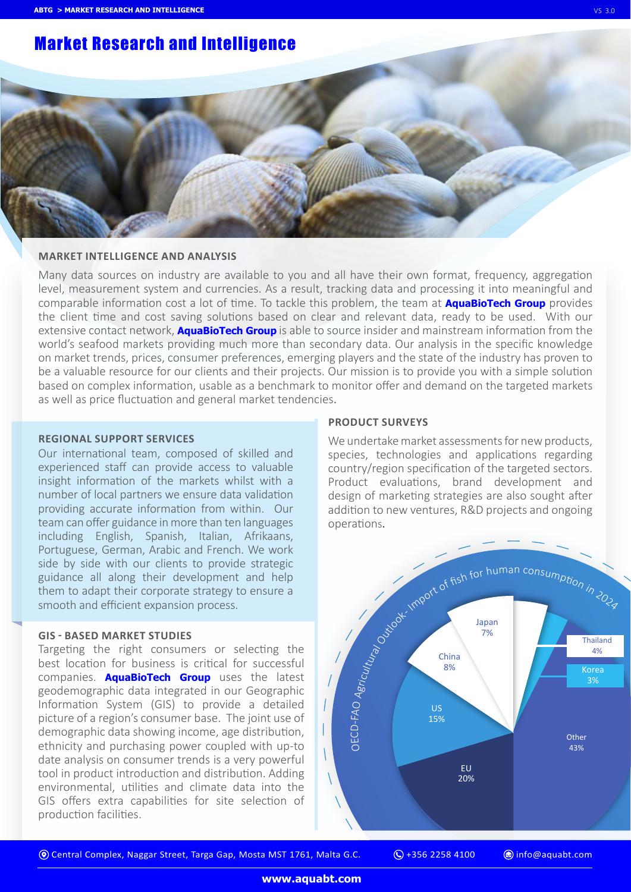# Market Research and Intelligence

## MARKET INTELLIGENCE AND ANALYSIS

Many data sources on industry are available to you and all have their own format, frequency, aggregation level, measurement system and currencies. As a result, tracking data and processing it into meaningful and comparable information cost a lot of time. To tackle this problem, the team at **AquaBioTech Group** provides the client time and cost saving solutions based on clear and relevant data, ready to be used. With our extensive contact network, **AquaBioTech Group** is able to source insider and mainstream information from the world's seafood markets providing much more than secondary data. Our analysis in the specific knowledge on market trends, prices, consumer preferences, emerging players and the state of the industry has proven to be a valuable resource for our clients and their projects. Our mission is to provide you with a simple solution based on complex information, usable as a benchmark to monitor offer and demand on the targeted markets as well as price fluctuation and general market tendencies.

## REGIONAL SUPPORT SERVICES

Our international team, composed of skilled and experienced staff can provide access to valuable insight information of the markets whilst with a number of local partners we ensure data validation providing accurate information from within. Our team can offer guidance in more than ten languages including English, Spanish, Italian, Afrikaans, Portuguese, German, Arabic and French. We work side by side with our clients to provide strategic guidance all along their development and help them to adapt their corporate strategy to ensure a smooth and efficient expansion process.

## GIS - BASED MARKET STUDIES

Targeting the right consumers or selecting the best location for business is critical for successful companies. **AquaBioTech Group** uses the latest geodemographic data integrated in our Geographic Information System (GIS) to provide a detailed picture of a region's consumer base. The joint use of demographic data showing income, age distribution, ethnicity and purchasing power coupled with up-to date analysis on consumer trends is a very powerful tool in product introduction and distribution. Adding environmental, utilities and climate data into the GIS offers extra capabilities for site selection of production facilities.

## PRODUCT SURVEYS

We undertake market assessments for new products, species, technologies and applications regarding country/region specification of the targeted sectors. Product evaluations, brand development and design of marketing strategies are also sought after addition to new ventures, R&D projects and ongoing operations.

OECD-FAO Agricultural Outlook- Import of fish for human consumption in 2024

Japan 7%
China 8%
US 15%
EU 20%
Other 43%
Thailand 4%
Korea 3%

Central Complex, Naggar Street, Targa Gap, Mosta MST 1761, Malta G.C. | +356 2258 4100 | info@aquabt.com

www.aquabt.com